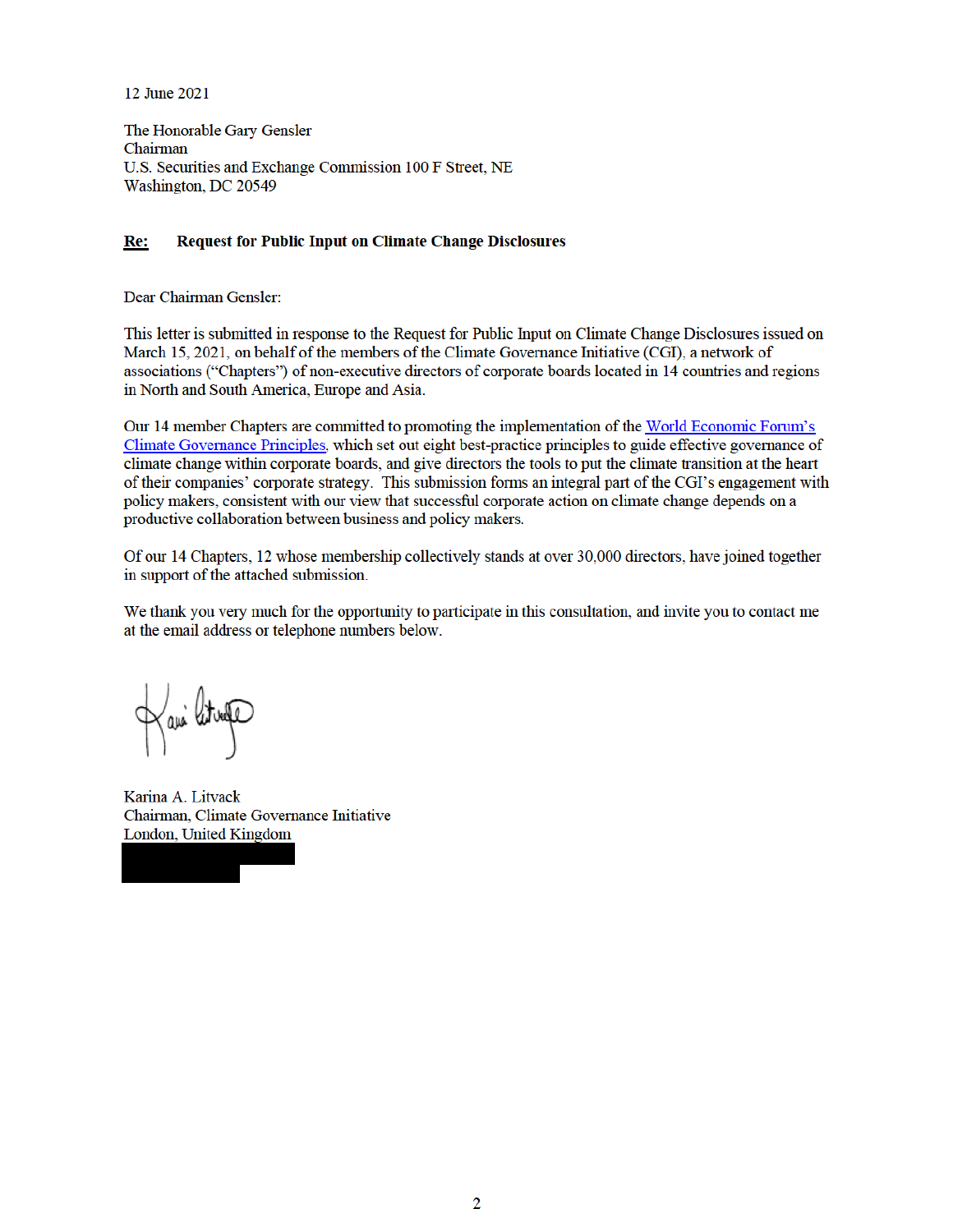12 June 2021

The Honorable Gary Gensler
Chairman
U.S. Securities and Exchange Commission 100 F Street, NE
Washington, DC 20549

**Re:** **Request for Public Input on Climate Change Disclosures**

Dear Chairman Gensler:

This letter is submitted in response to the Request for Public Input on Climate Change Disclosures issued on March 15, 2021, on behalf of the members of the Climate Governance Initiative (CGI), a network of associations ("Chapters") of non-executive directors of corporate boards located in 14 countries and regions in North and South America, Europe and Asia.

Our 14 member Chapters are committed to promoting the implementation of the World Economic Forum's Climate Governance Principles, which set out eight best-practice principles to guide effective governance of climate change within corporate boards, and give directors the tools to put the climate transition at the heart of their companies' corporate strategy. This submission forms an integral part of the CGI's engagement with policy makers, consistent with our view that successful corporate action on climate change depends on a productive collaboration between business and policy makers.

Of our 14 Chapters, 12 whose membership collectively stands at over 30,000 directors, have joined together in support of the attached submission.

We thank you very much for the opportunity to participate in this consultation, and invite you to contact me at the email address or telephone numbers below.

Karina A. Litvack
Chairman, Climate Governance Initiative
London, United Kingdom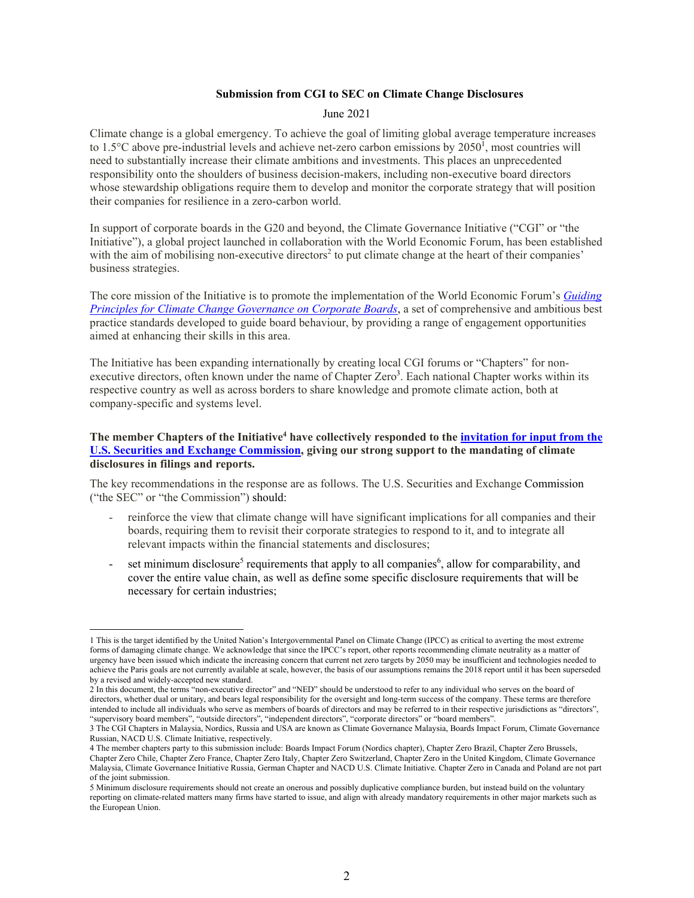**Submission from CGI to SEC on Climate Change Disclosures**

June 2021

Climate change is a global emergency. To achieve the goal of limiting global average temperature increases to 1.5°C above pre-industrial levels and achieve net-zero carbon emissions by 2050[1], most countries will need to substantially increase their climate ambitions and investments. This places an unprecedented responsibility onto the shoulders of business decision-makers, including non-executive board directors whose stewardship obligations require them to develop and monitor the corporate strategy that will position their companies for resilience in a zero-carbon world.

In support of corporate boards in the G20 and beyond, the Climate Governance Initiative ("CGI" or "the Initiative"), a global project launched in collaboration with the World Economic Forum, has been established with the aim of mobilising non-executive directors[2] to put climate change at the heart of their companies' business strategies.

The core mission of the Initiative is to promote the implementation of the World Economic Forum's *Guiding Principles for Climate Change Governance on Corporate Boards*, a set of comprehensive and ambitious best practice standards developed to guide board behaviour, by providing a range of engagement opportunities aimed at enhancing their skills in this area.

The Initiative has been expanding internationally by creating local CGI forums or "Chapters" for non-executive directors, often known under the name of Chapter Zero[3]. Each national Chapter works within its respective country as well as across borders to share knowledge and promote climate action, both at company-specific and systems level.

**The member Chapters of the Initiative[4] have collectively responded to the invitation for input from the U.S. Securities and Exchange Commission, giving our strong support to the mandating of climate disclosures in filings and reports.**

The key recommendations in the response are as follows. The U.S. Securities and Exchange Commission ("the SEC" or "the Commission") should:

- reinforce the view that climate change will have significant implications for all companies and their boards, requiring them to revisit their corporate strategies to respond to it, and to integrate all relevant impacts within the financial statements and disclosures;
- set minimum disclosure[5] requirements that apply to all companies[6], allow for comparability, and cover the entire value chain, as well as define some specific disclosure requirements that will be necessary for certain industries;

---

1 This is the target identified by the United Nation's Intergovernmental Panel on Climate Change (IPCC) as critical to averting the most extreme forms of damaging climate change. We acknowledge that since the IPCC's report, other reports recommending climate neutrality as a matter of urgency have been issued which indicate the increasing concern that current net zero targets by 2050 may be insufficient and technologies needed to achieve the Paris goals are not currently available at scale, however, the basis of our assumptions remains the 2018 report until it has been superseded by a revised and widely-accepted new standard.

2 In this document, the terms "non-executive director" and "NED" should be understood to refer to any individual who serves on the board of directors, whether dual or unitary, and bears legal responsibility for the oversight and long-term success of the company. These terms are therefore intended to include all individuals who serve as members of boards of directors and may be referred to in their respective jurisdictions as "directors", "supervisory board members", "outside directors", "independent directors", "corporate directors" or "board members".

3 The CGI Chapters in Malaysia, Nordics, Russia and USA are known as Climate Governance Malaysia, Boards Impact Forum, Climate Governance Russian, NACD U.S. Climate Initiative, respectively.

4 The member chapters party to this submission include: Boards Impact Forum (Nordics chapter), Chapter Zero Brazil, Chapter Zero Brussels, Chapter Zero Chile, Chapter Zero France, Chapter Zero Italy, Chapter Zero Switzerland, Chapter Zero in the United Kingdom, Climate Governance Malaysia, Climate Governance Initiative Russia, German Chapter and NACD U.S. Climate Initiative. Chapter Zero in Canada and Poland are not part of the joint submission.

5 Minimum disclosure requirements should not create an onerous and possibly duplicative compliance burden, but instead build on the voluntary reporting on climate-related matters many firms have started to issue, and align with already mandatory requirements in other major markets such as the European Union.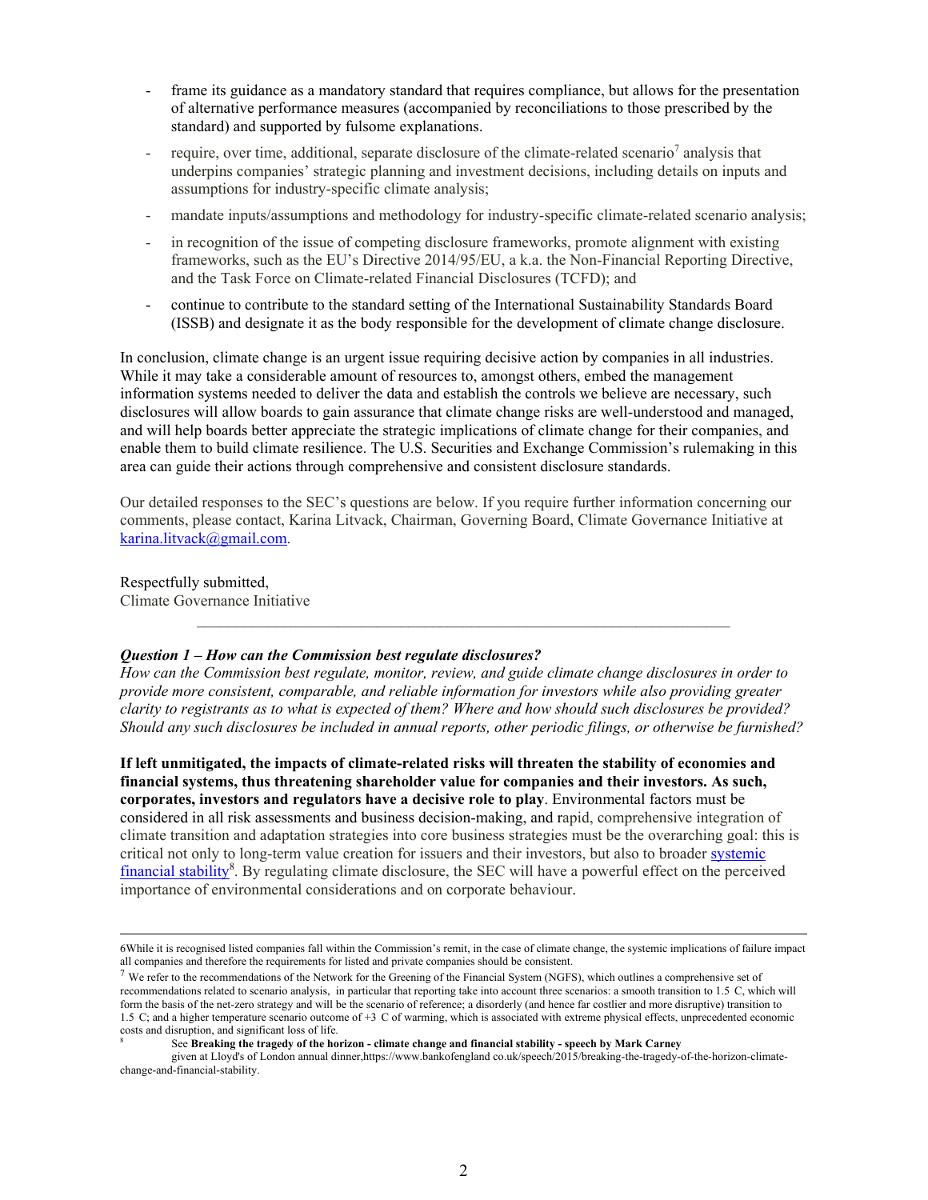- frame its guidance as a mandatory standard that requires compliance, but allows for the presentation of alternative performance measures (accompanied by reconciliations to those prescribed by the standard) and supported by fulsome explanations.
- require, over time, additional, separate disclosure of the climate-related scenario[7] analysis that underpins companies' strategic planning and investment decisions, including details on inputs and assumptions for industry-specific climate analysis;
- mandate inputs/assumptions and methodology for industry-specific climate-related scenario analysis;
- in recognition of the issue of competing disclosure frameworks, promote alignment with existing frameworks, such as the EU's Directive 2014/95/EU, a k.a. the Non-Financial Reporting Directive, and the Task Force on Climate-related Financial Disclosures (TCFD); and
- continue to contribute to the standard setting of the International Sustainability Standards Board (ISSB) and designate it as the body responsible for the development of climate change disclosure.

In conclusion, climate change is an urgent issue requiring decisive action by companies in all industries. While it may take a considerable amount of resources to, amongst others, embed the management information systems needed to deliver the data and establish the controls we believe are necessary, such disclosures will allow boards to gain assurance that climate change risks are well-understood and managed, and will help boards better appreciate the strategic implications of climate change for their companies, and enable them to build climate resilience. The U.S. Securities and Exchange Commission's rulemaking in this area can guide their actions through comprehensive and consistent disclosure standards.

Our detailed responses to the SEC's questions are below. If you require further information concerning our comments, please contact, Karina Litvack, Chairman, Governing Board, Climate Governance Initiative at karina.litvack@gmail.com.

Respectfully submitted,
Climate Governance Initiative

---

***Question 1 – How can the Commission best regulate disclosures?***

*How can the Commission best regulate, monitor, review, and guide climate change disclosures in order to provide more consistent, comparable, and reliable information for investors while also providing greater clarity to registrants as to what is expected of them? Where and how should such disclosures be provided? Should any such disclosures be included in annual reports, other periodic filings, or otherwise be furnished?*

**If left unmitigated, the impacts of climate-related risks will threaten the stability of economies and financial systems, thus threatening shareholder value for companies and their investors. As such, corporates, investors and regulators have a decisive role to play**. Environmental factors must be considered in all risk assessments and business decision-making, and rapid, comprehensive integration of climate transition and adaptation strategies into core business strategies must be the overarching goal: this is critical not only to long-term value creation for issuers and their investors, but also to broader systemic financial stability[8]. By regulating climate disclosure, the SEC will have a powerful effect on the perceived importance of environmental considerations and on corporate behaviour.

---

6While it is recognised listed companies fall within the Commission's remit, in the case of climate change, the systemic implications of failure impact all companies and therefore the requirements for listed and private companies should be consistent.

[7] We refer to the recommendations of the Network for the Greening of the Financial System (NGFS), which outlines a comprehensive set of recommendations related to scenario analysis, in particular that reporting take into account three scenarios: a smooth transition to 1.5 C, which will form the basis of the net-zero strategy and will be the scenario of reference; a disorderly (and hence far costlier and more disruptive) transition to 1.5 C; and a higher temperature scenario outcome of +3 C of warming, which is associated with extreme physical effects, unprecedented economic costs and disruption, and significant loss of life.

[8] See **Breaking the tragedy of the horizon - climate change and financial stability - speech by Mark Carney** given at Lloyd's of London annual dinner,https://www.bankofengland co.uk/speech/2015/breaking-the-tragedy-of-the-horizon-climate-change-and-financial-stability.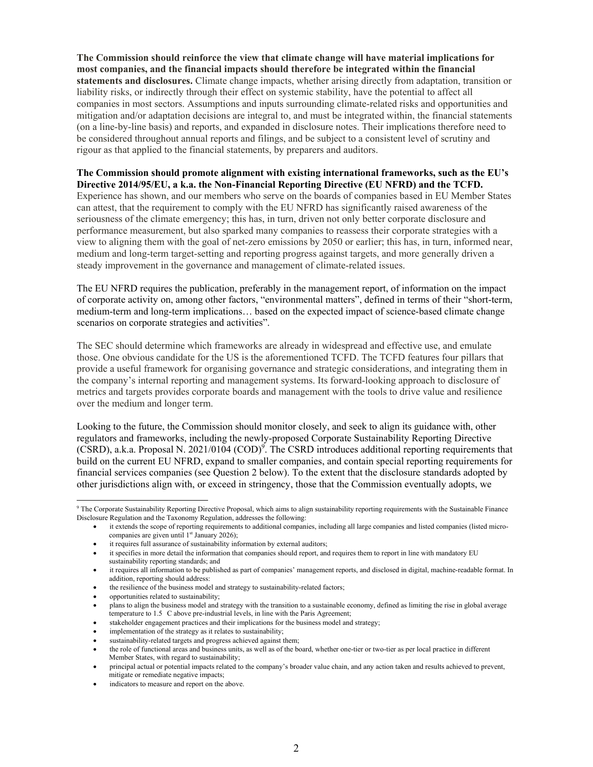**The Commission should reinforce the view that climate change will have material implications for most companies, and the financial impacts should therefore be integrated within the financial statements and disclosures.** Climate change impacts, whether arising directly from adaptation, transition or liability risks, or indirectly through their effect on systemic stability, have the potential to affect all companies in most sectors. Assumptions and inputs surrounding climate-related risks and opportunities and mitigation and/or adaptation decisions are integral to, and must be integrated within, the financial statements (on a line-by-line basis) and reports, and expanded in disclosure notes. Their implications therefore need to be considered throughout annual reports and filings, and be subject to a consistent level of scrutiny and rigour as that applied to the financial statements, by preparers and auditors.

**The Commission should promote alignment with existing international frameworks, such as the EU's Directive 2014/95/EU, a k.a. the Non-Financial Reporting Directive (EU NFRD) and the TCFD.** Experience has shown, and our members who serve on the boards of companies based in EU Member States can attest, that the requirement to comply with the EU NFRD has significantly raised awareness of the seriousness of the climate emergency; this has, in turn, driven not only better corporate disclosure and performance measurement, but also sparked many companies to reassess their corporate strategies with a view to aligning them with the goal of net-zero emissions by 2050 or earlier; this has, in turn, informed near, medium and long-term target-setting and reporting progress against targets, and more generally driven a steady improvement in the governance and management of climate-related issues.

The EU NFRD requires the publication, preferably in the management report, of information on the impact of corporate activity on, among other factors, "environmental matters", defined in terms of their "short-term, medium-term and long-term implications… based on the expected impact of science-based climate change scenarios on corporate strategies and activities".

The SEC should determine which frameworks are already in widespread and effective use, and emulate those. One obvious candidate for the US is the aforementioned TCFD. The TCFD features four pillars that provide a useful framework for organising governance and strategic considerations, and integrating them in the company's internal reporting and management systems. Its forward-looking approach to disclosure of metrics and targets provides corporate boards and management with the tools to drive value and resilience over the medium and longer term.

Looking to the future, the Commission should monitor closely, and seek to align its guidance with, other regulators and frameworks, including the newly-proposed Corporate Sustainability Reporting Directive (CSRD), a.k.a. Proposal N. 2021/0104 (COD)[9]. The CSRD introduces additional reporting requirements that build on the current EU NFRD, expand to smaller companies, and contain special reporting requirements for financial services companies (see Question 2 below). To the extent that the disclosure standards adopted by other jurisdictions align with, or exceed in stringency, those that the Commission eventually adopts, we

---

[9] The Corporate Sustainability Reporting Directive Proposal, which aims to align sustainability reporting requirements with the Sustainable Finance Disclosure Regulation and the Taxonomy Regulation, addresses the following:

- it extends the scope of reporting requirements to additional companies, including all large companies and listed companies (listed micro-companies are given until 1st January 2026);
- it requires full assurance of sustainability information by external auditors;
- it specifies in more detail the information that companies should report, and requires them to report in line with mandatory EU sustainability reporting standards; and
- it requires all information to be published as part of companies' management reports, and disclosed in digital, machine-readable format. In addition, reporting should address:
- the resilience of the business model and strategy to sustainability-related factors;
- opportunities related to sustainability;
- plans to align the business model and strategy with the transition to a sustainable economy, defined as limiting the rise in global average temperature to 1.5 C above pre-industrial levels, in line with the Paris Agreement;
- stakeholder engagement practices and their implications for the business model and strategy;
- implementation of the strategy as it relates to sustainability;
- sustainability-related targets and progress achieved against them;
- the role of functional areas and business units, as well as of the board, whether one-tier or two-tier as per local practice in different Member States, with regard to sustainability;
- principal actual or potential impacts related to the company's broader value chain, and any action taken and results achieved to prevent, mitigate or remediate negative impacts;
- indicators to measure and report on the above.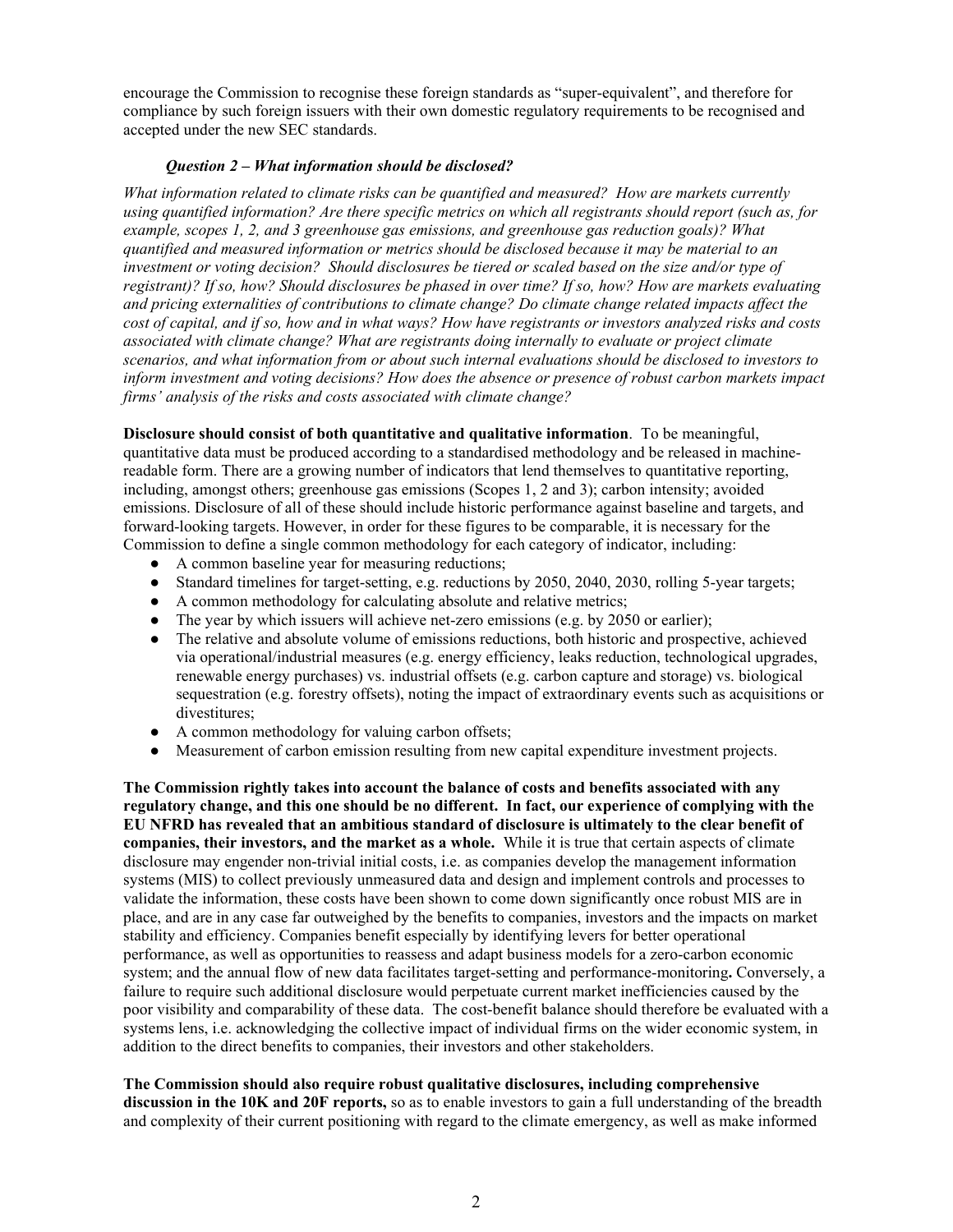encourage the Commission to recognise these foreign standards as "super-equivalent", and therefore for compliance by such foreign issuers with their own domestic regulatory requirements to be recognised and accepted under the new SEC standards.

***Question 2 – What information should be disclosed?***

*What information related to climate risks can be quantified and measured? How are markets currently using quantified information? Are there specific metrics on which all registrants should report (such as, for example, scopes 1, 2, and 3 greenhouse gas emissions, and greenhouse gas reduction goals)? What quantified and measured information or metrics should be disclosed because it may be material to an investment or voting decision? Should disclosures be tiered or scaled based on the size and/or type of registrant)? If so, how? Should disclosures be phased in over time? If so, how? How are markets evaluating and pricing externalities of contributions to climate change? Do climate change related impacts affect the cost of capital, and if so, how and in what ways? How have registrants or investors analyzed risks and costs associated with climate change? What are registrants doing internally to evaluate or project climate scenarios, and what information from or about such internal evaluations should be disclosed to investors to inform investment and voting decisions? How does the absence or presence of robust carbon markets impact firms' analysis of the risks and costs associated with climate change?*

**Disclosure should consist of both quantitative and qualitative information**. To be meaningful, quantitative data must be produced according to a standardised methodology and be released in machine-readable form. There are a growing number of indicators that lend themselves to quantitative reporting, including, amongst others; greenhouse gas emissions (Scopes 1, 2 and 3); carbon intensity; avoided emissions. Disclosure of all of these should include historic performance against baseline and targets, and forward-looking targets. However, in order for these figures to be comparable, it is necessary for the Commission to define a single common methodology for each category of indicator, including:

- A common baseline year for measuring reductions;
- Standard timelines for target-setting, e.g. reductions by 2050, 2040, 2030, rolling 5-year targets;
- A common methodology for calculating absolute and relative metrics;
- The year by which issuers will achieve net-zero emissions (e.g. by 2050 or earlier);
- The relative and absolute volume of emissions reductions, both historic and prospective, achieved via operational/industrial measures (e.g. energy efficiency, leaks reduction, technological upgrades, renewable energy purchases) vs. industrial offsets (e.g. carbon capture and storage) vs. biological sequestration (e.g. forestry offsets), noting the impact of extraordinary events such as acquisitions or divestitures;
- A common methodology for valuing carbon offsets;
- Measurement of carbon emission resulting from new capital expenditure investment projects.

**The Commission rightly takes into account the balance of costs and benefits associated with any regulatory change, and this one should be no different. In fact, our experience of complying with the EU NFRD has revealed that an ambitious standard of disclosure is ultimately to the clear benefit of companies, their investors, and the market as a whole.** While it is true that certain aspects of climate disclosure may engender non-trivial initial costs, i.e. as companies develop the management information systems (MIS) to collect previously unmeasured data and design and implement controls and processes to validate the information, these costs have been shown to come down significantly once robust MIS are in place, and are in any case far outweighed by the benefits to companies, investors and the impacts on market stability and efficiency. Companies benefit especially by identifying levers for better operational performance, as well as opportunities to reassess and adapt business models for a zero-carbon economic system; and the annual flow of new data facilitates target-setting and performance-monitoring**.** Conversely, a failure to require such additional disclosure would perpetuate current market inefficiencies caused by the poor visibility and comparability of these data. The cost-benefit balance should therefore be evaluated with a systems lens, i.e. acknowledging the collective impact of individual firms on the wider economic system, in addition to the direct benefits to companies, their investors and other stakeholders.

**The Commission should also require robust qualitative disclosures, including comprehensive discussion in the 10K and 20F reports,** so as to enable investors to gain a full understanding of the breadth and complexity of their current positioning with regard to the climate emergency, as well as make informed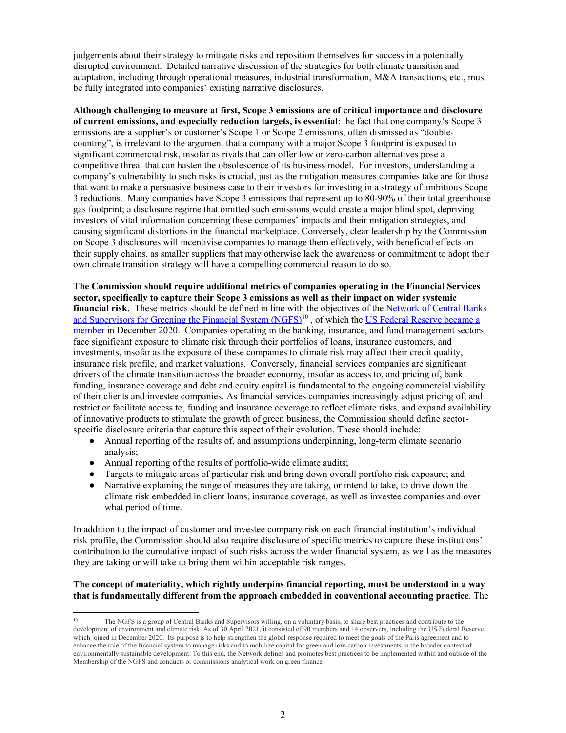judgements about their strategy to mitigate risks and reposition themselves for success in a potentially disrupted environment. Detailed narrative discussion of the strategies for both climate transition and adaptation, including through operational measures, industrial transformation, M&A transactions, etc., must be fully integrated into companies' existing narrative disclosures.

**Although challenging to measure at first, Scope 3 emissions are of critical importance and disclosure of current emissions, and especially reduction targets, is essential**: the fact that one company's Scope 3 emissions are a supplier's or customer's Scope 1 or Scope 2 emissions, often dismissed as "double-counting", is irrelevant to the argument that a company with a major Scope 3 footprint is exposed to significant commercial risk, insofar as rivals that can offer low or zero-carbon alternatives pose a competitive threat that can hasten the obsolescence of its business model. For investors, understanding a company's vulnerability to such risks is crucial, just as the mitigation measures companies take are for those that want to make a persuasive business case to their investors for investing in a strategy of ambitious Scope 3 reductions. Many companies have Scope 3 emissions that represent up to 80-90% of their total greenhouse gas footprint; a disclosure regime that omitted such emissions would create a major blind spot, depriving investors of vital information concerning these companies' impacts and their mitigation strategies, and causing significant distortions in the financial marketplace. Conversely, clear leadership by the Commission on Scope 3 disclosures will incentivise companies to manage them effectively, with beneficial effects on their supply chains, as smaller suppliers that may otherwise lack the awareness or commitment to adopt their own climate transition strategy will have a compelling commercial reason to do so.

**The Commission should require additional metrics of companies operating in the Financial Services sector, specifically to capture their Scope 3 emissions as well as their impact on wider systemic financial risk.** These metrics should be defined in line with the objectives of the Network of Central Banks and Supervisors for Greening the Financial System (NGFS)[10], of which the US Federal Reserve became a member in December 2020. Companies operating in the banking, insurance, and fund management sectors face significant exposure to climate risk through their portfolios of loans, insurance customers, and investments, insofar as the exposure of these companies to climate risk may affect their credit quality, insurance risk profile, and market valuations. Conversely, financial services companies are significant drivers of the climate transition across the broader economy, insofar as access to, and pricing of, bank funding, insurance coverage and debt and equity capital is fundamental to the ongoing commercial viability of their clients and investee companies. As financial services companies increasingly adjust pricing of, and restrict or facilitate access to, funding and insurance coverage to reflect climate risks, and expand availability of innovative products to stimulate the growth of green business, the Commission should define sector-specific disclosure criteria that capture this aspect of their evolution. These should include:

- Annual reporting of the results of, and assumptions underpinning, long-term climate scenario analysis;
- Annual reporting of the results of portfolio-wide climate audits;
- Targets to mitigate areas of particular risk and bring down overall portfolio risk exposure; and
- Narrative explaining the range of measures they are taking, or intend to take, to drive down the climate risk embedded in client loans, insurance coverage, as well as investee companies and over what period of time.

In addition to the impact of customer and investee company risk on each financial institution's individual risk profile, the Commission should also require disclosure of specific metrics to capture these institutions' contribution to the cumulative impact of such risks across the wider financial system, as well as the measures they are taking or will take to bring them within acceptable risk ranges.

**The concept of materiality, which rightly underpins financial reporting, must be understood in a way that is fundamentally different from the approach embedded in conventional accounting practice**. The

[10] The NGFS is a group of Central Banks and Supervisors willing, on a voluntary basis, to share best practices and contribute to the development of environment and climate risk. As of 30 April 2021, it consisted of 90 members and 14 observers, including the US Federal Reserve, which joined in December 2020. Its purpose is to help strengthen the global response required to meet the goals of the Paris agreement and to enhance the role of the financial system to manage risks and to mobilize capital for green and low-carbon investments in the broader context of environmentally sustainable development. To this end, the Network defines and promotes best practices to be implemented within and outside of the Membership of the NGFS and conducts or commissions analytical work on green finance.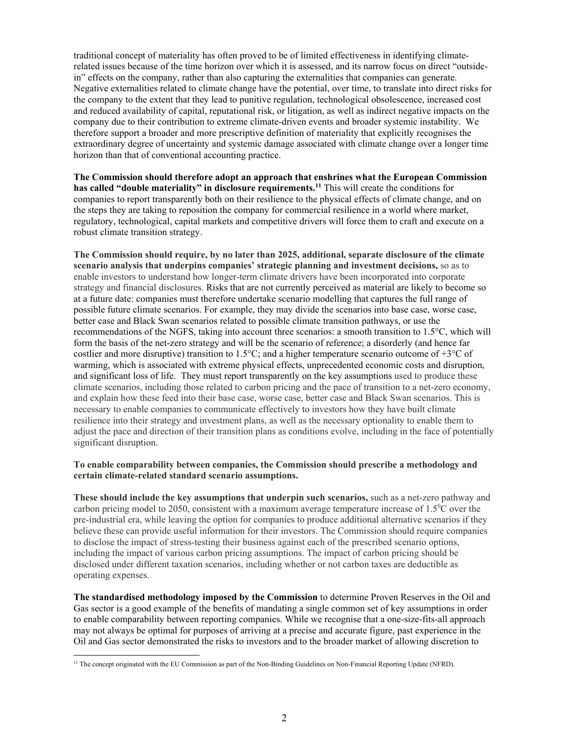traditional concept of materiality has often proved to be of limited effectiveness in identifying climate-related issues because of the time horizon over which it is assessed, and its narrow focus on direct "outside-in" effects on the company, rather than also capturing the externalities that companies can generate. Negative externalities related to climate change have the potential, over time, to translate into direct risks for the company to the extent that they lead to punitive regulation, technological obsolescence, increased cost and reduced availability of capital, reputational risk, or litigation, as well as indirect negative impacts on the company due to their contribution to extreme climate-driven events and broader systemic instability. We therefore support a broader and more prescriptive definition of materiality that explicitly recognises the extraordinary degree of uncertainty and systemic damage associated with climate change over a longer time horizon than that of conventional accounting practice.

**The Commission should therefore adopt an approach that enshrines what the European Commission has called "double materiality" in disclosure requirements.[11]** This will create the conditions for companies to report transparently both on their resilience to the physical effects of climate change, and on the steps they are taking to reposition the company for commercial resilience in a world where market, regulatory, technological, capital markets and competitive drivers will force them to craft and execute on a robust climate transition strategy.

**The Commission should require, by no later than 2025, additional, separate disclosure of the climate scenario analysis that underpins companies' strategic planning and investment decisions,** so as to enable investors to understand how longer-term climate drivers have been incorporated into corporate strategy and financial disclosures. Risks that are not currently perceived as material are likely to become so at a future date: companies must therefore undertake scenario modelling that captures the full range of possible future climate scenarios. For example, they may divide the scenarios into base case, worse case, better case and Black Swan scenarios related to possible climate transition pathways, or use the recommendations of the NGFS, taking into account three scenarios: a smooth transition to 1.5°C, which will form the basis of the net-zero strategy and will be the scenario of reference; a disorderly (and hence far costlier and more disruptive) transition to 1.5°C; and a higher temperature scenario outcome of +3°C of warming, which is associated with extreme physical effects, unprecedented economic costs and disruption, and significant loss of life. They must report transparently on the key assumptions used to produce these climate scenarios, including those related to carbon pricing and the pace of transition to a net-zero economy, and explain how these feed into their base case, worse case, better case and Black Swan scenarios. This is necessary to enable companies to communicate effectively to investors how they have built climate resilience into their strategy and investment plans, as well as the necessary optionality to enable them to adjust the pace and direction of their transition plans as conditions evolve, including in the face of potentially significant disruption.

**To enable comparability between companies, the Commission should prescribe a methodology and certain climate-related standard scenario assumptions.**

**These should include the key assumptions that underpin such scenarios,** such as a net-zero pathway and carbon pricing model to 2050, consistent with a maximum average temperature increase of 1.5$^{0}$C over the pre-industrial era, while leaving the option for companies to produce additional alternative scenarios if they believe these can provide useful information for their investors. The Commission should require companies to disclose the impact of stress-testing their business against each of the prescribed scenario options, including the impact of various carbon pricing assumptions. The impact of carbon pricing should be disclosed under different taxation scenarios, including whether or not carbon taxes are deductible as operating expenses.

**The standardised methodology imposed by the Commission** to determine Proven Reserves in the Oil and Gas sector is a good example of the benefits of mandating a single common set of key assumptions in order to enable comparability between reporting companies. While we recognise that a one-size-fits-all approach may not always be optimal for purposes of arriving at a precise and accurate figure, past experience in the Oil and Gas sector demonstrated the risks to investors and to the broader market of allowing discretion to

---

[11] The concept originated with the EU Commission as part of the Non-Binding Guidelines on Non-Financial Reporting Update (NFRD).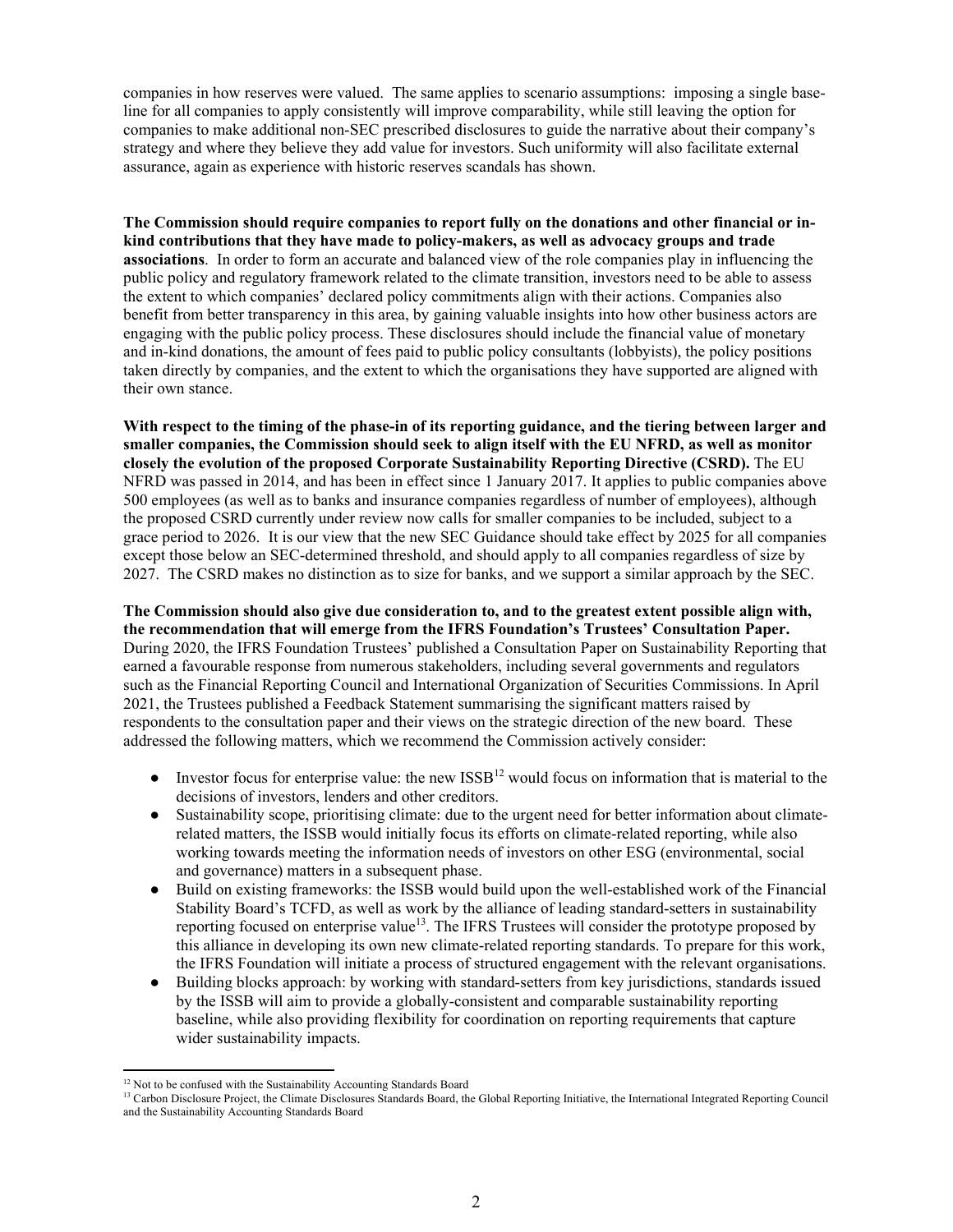companies in how reserves were valued. The same applies to scenario assumptions: imposing a single base-line for all companies to apply consistently will improve comparability, while still leaving the option for companies to make additional non-SEC prescribed disclosures to guide the narrative about their company's strategy and where they believe they add value for investors. Such uniformity will also facilitate external assurance, again as experience with historic reserves scandals has shown.

**The Commission should require companies to report fully on the donations and other financial or in-kind contributions that they have made to policy-makers, as well as advocacy groups and trade associations**. In order to form an accurate and balanced view of the role companies play in influencing the public policy and regulatory framework related to the climate transition, investors need to be able to assess the extent to which companies' declared policy commitments align with their actions. Companies also benefit from better transparency in this area, by gaining valuable insights into how other business actors are engaging with the public policy process. These disclosures should include the financial value of monetary and in-kind donations, the amount of fees paid to public policy consultants (lobbyists), the policy positions taken directly by companies, and the extent to which the organisations they have supported are aligned with their own stance.

**With respect to the timing of the phase-in of its reporting guidance, and the tiering between larger and smaller companies, the Commission should seek to align itself with the EU NFRD, as well as monitor closely the evolution of the proposed Corporate Sustainability Reporting Directive (CSRD).** The EU NFRD was passed in 2014, and has been in effect since 1 January 2017. It applies to public companies above 500 employees (as well as to banks and insurance companies regardless of number of employees), although the proposed CSRD currently under review now calls for smaller companies to be included, subject to a grace period to 2026. It is our view that the new SEC Guidance should take effect by 2025 for all companies except those below an SEC-determined threshold, and should apply to all companies regardless of size by 2027. The CSRD makes no distinction as to size for banks, and we support a similar approach by the SEC.

**The Commission should also give due consideration to, and to the greatest extent possible align with, the recommendation that will emerge from the IFRS Foundation's Trustees' Consultation Paper.** During 2020, the IFRS Foundation Trustees' published a Consultation Paper on Sustainability Reporting that earned a favourable response from numerous stakeholders, including several governments and regulators such as the Financial Reporting Council and International Organization of Securities Commissions. In April 2021, the Trustees published a Feedback Statement summarising the significant matters raised by respondents to the consultation paper and their views on the strategic direction of the new board. These addressed the following matters, which we recommend the Commission actively consider:

- Investor focus for enterprise value: the new ISSB[12] would focus on information that is material to the decisions of investors, lenders and other creditors.
- Sustainability scope, prioritising climate: due to the urgent need for better information about climate-related matters, the ISSB would initially focus its efforts on climate-related reporting, while also working towards meeting the information needs of investors on other ESG (environmental, social and governance) matters in a subsequent phase.
- Build on existing frameworks: the ISSB would build upon the well-established work of the Financial Stability Board's TCFD, as well as work by the alliance of leading standard-setters in sustainability reporting focused on enterprise value[13]. The IFRS Trustees will consider the prototype proposed by this alliance in developing its own new climate-related reporting standards. To prepare for this work, the IFRS Foundation will initiate a process of structured engagement with the relevant organisations.
- Building blocks approach: by working with standard-setters from key jurisdictions, standards issued by the ISSB will aim to provide a globally-consistent and comparable sustainability reporting baseline, while also providing flexibility for coordination on reporting requirements that capture wider sustainability impacts.

---

[12] Not to be confused with the Sustainability Accounting Standards Board

[13] Carbon Disclosure Project, the Climate Disclosures Standards Board, the Global Reporting Initiative, the International Integrated Reporting Council and the Sustainability Accounting Standards Board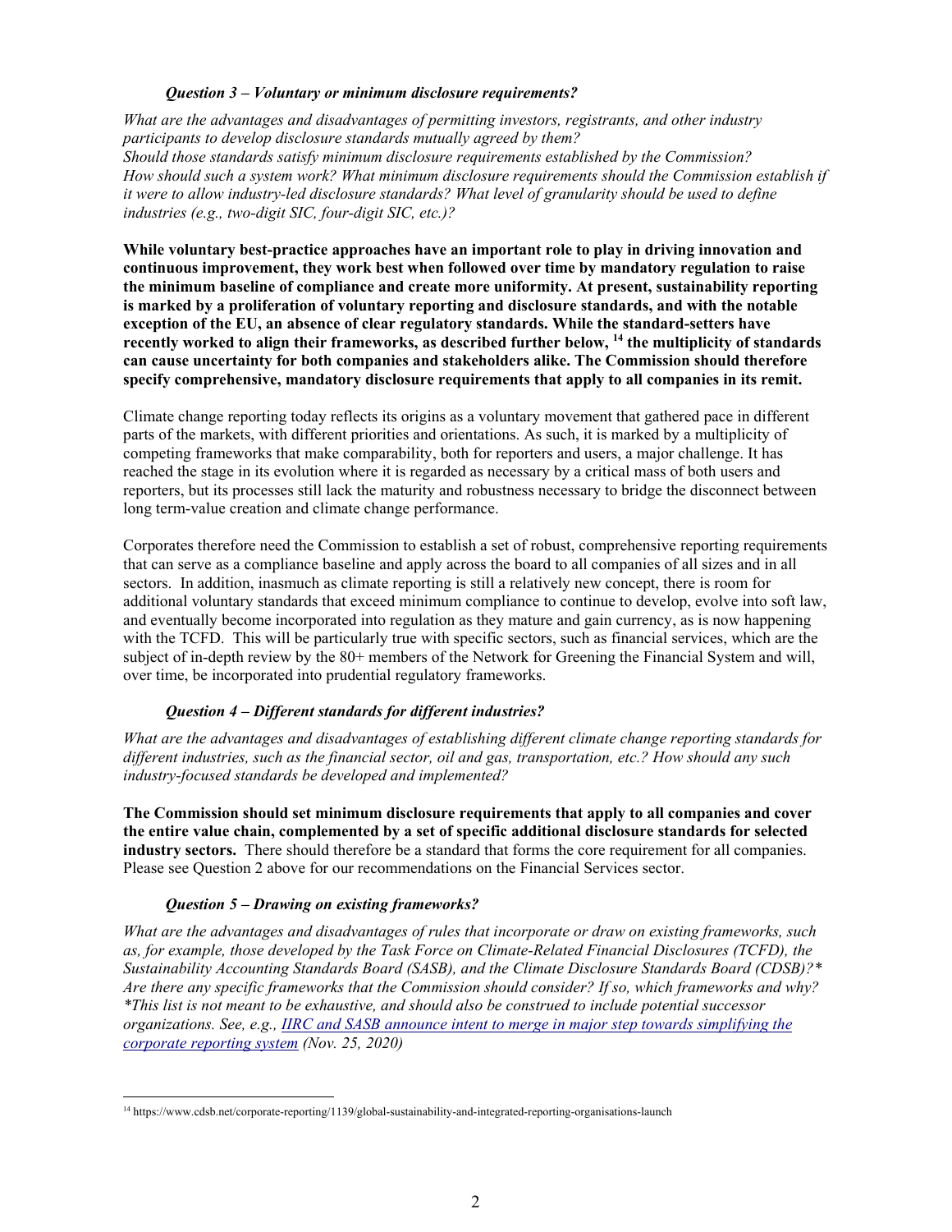***Question 3 – Voluntary or minimum disclosure requirements?***

*What are the advantages and disadvantages of permitting investors, registrants, and other industry participants to develop disclosure standards mutually agreed by them?*
*Should those standards satisfy minimum disclosure requirements established by the Commission?*
*How should such a system work? What minimum disclosure requirements should the Commission establish if it were to allow industry-led disclosure standards? What level of granularity should be used to define industries (e.g., two-digit SIC, four-digit SIC, etc.)?*

**While voluntary best-practice approaches have an important role to play in driving innovation and continuous improvement, they work best when followed over time by mandatory regulation to raise the minimum baseline of compliance and create more uniformity. At present, sustainability reporting is marked by a proliferation of voluntary reporting and disclosure standards, and with the notable exception of the EU, an absence of clear regulatory standards. While the standard-setters have recently worked to align their frameworks, as described further below, [14] the multiplicity of standards can cause uncertainty for both companies and stakeholders alike. The Commission should therefore specify comprehensive, mandatory disclosure requirements that apply to all companies in its remit.**

Climate change reporting today reflects its origins as a voluntary movement that gathered pace in different parts of the markets, with different priorities and orientations. As such, it is marked by a multiplicity of competing frameworks that make comparability, both for reporters and users, a major challenge. It has reached the stage in its evolution where it is regarded as necessary by a critical mass of both users and reporters, but its processes still lack the maturity and robustness necessary to bridge the disconnect between long term-value creation and climate change performance.

Corporates therefore need the Commission to establish a set of robust, comprehensive reporting requirements that can serve as a compliance baseline and apply across the board to all companies of all sizes and in all sectors. In addition, inasmuch as climate reporting is still a relatively new concept, there is room for additional voluntary standards that exceed minimum compliance to continue to develop, evolve into soft law, and eventually become incorporated into regulation as they mature and gain currency, as is now happening with the TCFD. This will be particularly true with specific sectors, such as financial services, which are the subject of in-depth review by the 80+ members of the Network for Greening the Financial System and will, over time, be incorporated into prudential regulatory frameworks.

***Question 4 – Different standards for different industries?***

*What are the advantages and disadvantages of establishing different climate change reporting standards for different industries, such as the financial sector, oil and gas, transportation, etc.? How should any such industry-focused standards be developed and implemented?*

**The Commission should set minimum disclosure requirements that apply to all companies and cover the entire value chain, complemented by a set of specific additional disclosure standards for selected industry sectors.** There should therefore be a standard that forms the core requirement for all companies. Please see Question 2 above for our recommendations on the Financial Services sector.

***Question 5 – Drawing on existing frameworks?***

*What are the advantages and disadvantages of rules that incorporate or draw on existing frameworks, such as, for example, those developed by the Task Force on Climate-Related Financial Disclosures (TCFD), the Sustainability Accounting Standards Board (SASB), and the Climate Disclosure Standards Board (CDSB)?\* Are there any specific frameworks that the Commission should consider? If so, which frameworks and why?*
*\*This list is not meant to be exhaustive, and should also be construed to include potential successor organizations. See, e.g., [IIRC and SASB announce intent to merge in major step towards simplifying the corporate reporting system](#) (Nov. 25, 2020)*

---

[14] https://www.cdsb.net/corporate-reporting/1139/global-sustainability-and-integrated-reporting-organisations-launch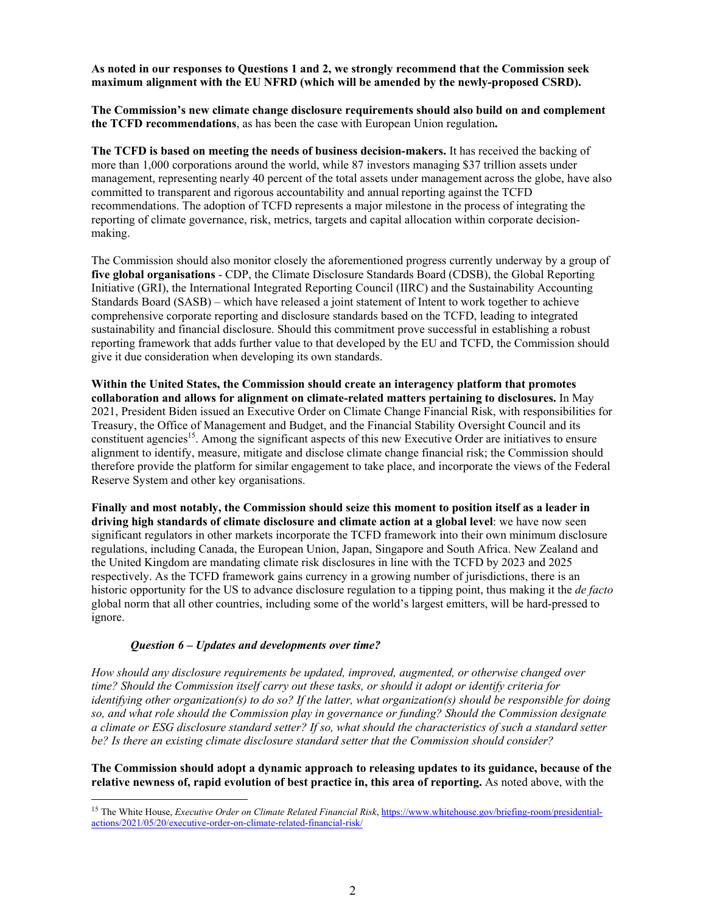**As noted in our responses to Questions 1 and 2, we strongly recommend that the Commission seek maximum alignment with the EU NFRD (which will be amended by the newly-proposed CSRD).**

**The Commission's new climate change disclosure requirements should also build on and complement the TCFD recommendations**, as has been the case with European Union regulation**.**

**The TCFD is based on meeting the needs of business decision-makers.** It has received the backing of more than 1,000 corporations around the world, while 87 investors managing $37 trillion assets under management, representing nearly 40 percent of the total assets under management across the globe, have also committed to transparent and rigorous accountability and annual reporting against the TCFD recommendations. The adoption of TCFD represents a major milestone in the process of integrating the reporting of climate governance, risk, metrics, targets and capital allocation within corporate decision-making.

The Commission should also monitor closely the aforementioned progress currently underway by a group of **five global organisations** - CDP, the Climate Disclosure Standards Board (CDSB), the Global Reporting Initiative (GRI), the International Integrated Reporting Council (IIRC) and the Sustainability Accounting Standards Board (SASB) – which have released a joint statement of Intent to work together to achieve comprehensive corporate reporting and disclosure standards based on the TCFD, leading to integrated sustainability and financial disclosure. Should this commitment prove successful in establishing a robust reporting framework that adds further value to that developed by the EU and TCFD, the Commission should give it due consideration when developing its own standards.

**Within the United States, the Commission should create an interagency platform that promotes collaboration and allows for alignment on climate-related matters pertaining to disclosures.** In May 2021, President Biden issued an Executive Order on Climate Change Financial Risk, with responsibilities for Treasury, the Office of Management and Budget, and the Financial Stability Oversight Council and its constituent agencies[15]. Among the significant aspects of this new Executive Order are initiatives to ensure alignment to identify, measure, mitigate and disclose climate change financial risk; the Commission should therefore provide the platform for similar engagement to take place, and incorporate the views of the Federal Reserve System and other key organisations.

**Finally and most notably, the Commission should seize this moment to position itself as a leader in driving high standards of climate disclosure and climate action at a global level**: we have now seen significant regulators in other markets incorporate the TCFD framework into their own minimum disclosure regulations, including Canada, the European Union, Japan, Singapore and South Africa. New Zealand and the United Kingdom are mandating climate risk disclosures in line with the TCFD by 2023 and 2025 respectively. As the TCFD framework gains currency in a growing number of jurisdictions, there is an historic opportunity for the US to advance disclosure regulation to a tipping point, thus making it the *de facto* global norm that all other countries, including some of the world's largest emitters, will be hard-pressed to ignore.

***Question 6 – Updates and developments over time?***

*How should any disclosure requirements be updated, improved, augmented, or otherwise changed over time? Should the Commission itself carry out these tasks, or should it adopt or identify criteria for identifying other organization(s) to do so? If the latter, what organization(s) should be responsible for doing so, and what role should the Commission play in governance or funding? Should the Commission designate a climate or ESG disclosure standard setter? If so, what should the characteristics of such a standard setter be? Is there an existing climate disclosure standard setter that the Commission should consider?*

**The Commission should adopt a dynamic approach to releasing updates to its guidance, because of the relative newness of, rapid evolution of best practice in, this area of reporting.** As noted above, with the

[15] The White House, *Executive Order on Climate Related Financial Risk*, https://www.whitehouse.gov/briefing-room/presidential-actions/2021/05/20/executive-order-on-climate-related-financial-risk/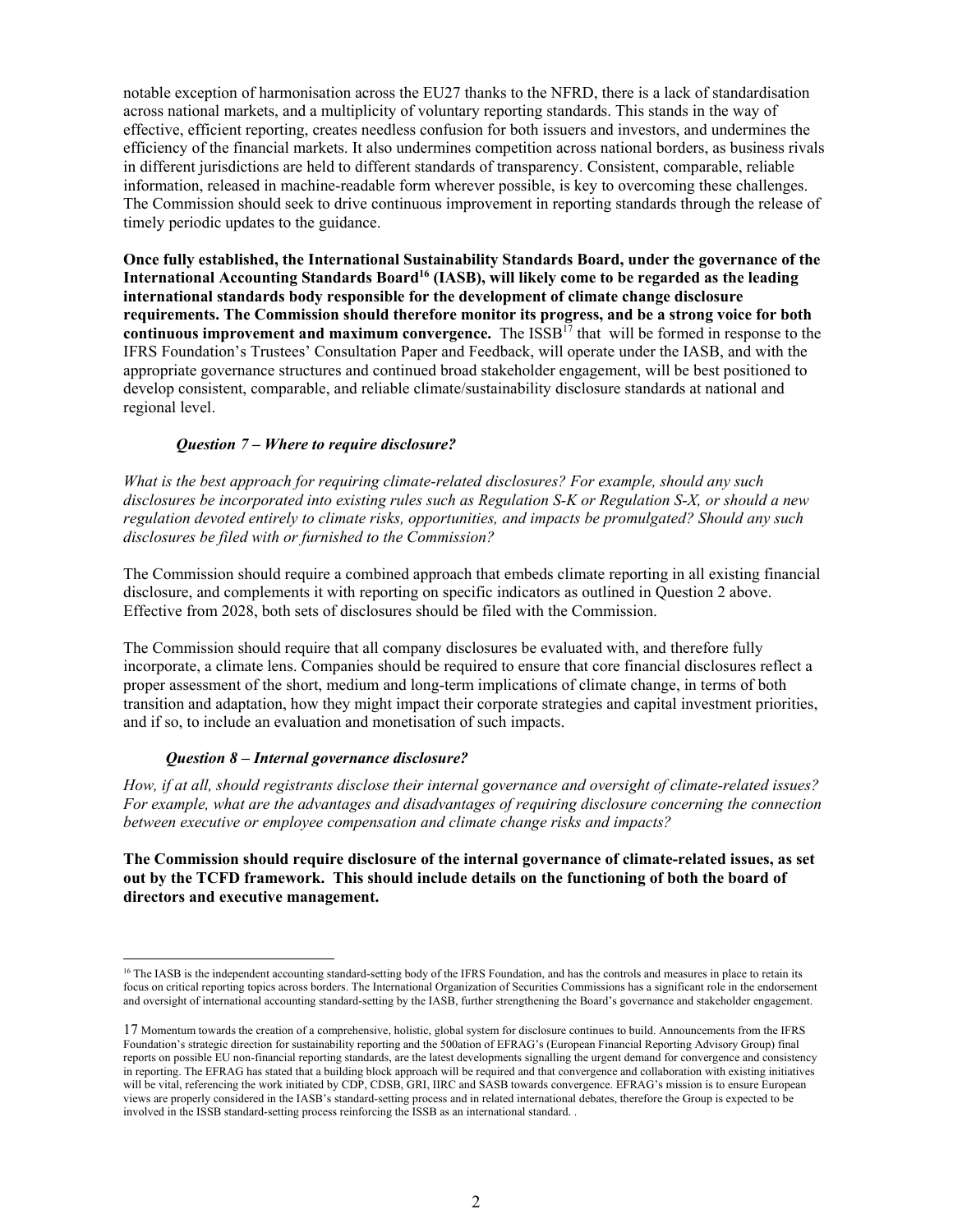notable exception of harmonisation across the EU27 thanks to the NFRD, there is a lack of standardisation across national markets, and a multiplicity of voluntary reporting standards. This stands in the way of effective, efficient reporting, creates needless confusion for both issuers and investors, and undermines the efficiency of the financial markets. It also undermines competition across national borders, as business rivals in different jurisdictions are held to different standards of transparency. Consistent, comparable, reliable information, released in machine-readable form wherever possible, is key to overcoming these challenges. The Commission should seek to drive continuous improvement in reporting standards through the release of timely periodic updates to the guidance.

**Once fully established, the International Sustainability Standards Board, under the governance of the International Accounting Standards Board[16] (IASB), will likely come to be regarded as the leading international standards body responsible for the development of climate change disclosure requirements. The Commission should therefore monitor its progress, and be a strong voice for both continuous improvement and maximum convergence.** The ISSB[17] that will be formed in response to the IFRS Foundation's Trustees' Consultation Paper and Feedback, will operate under the IASB, and with the appropriate governance structures and continued broad stakeholder engagement, will be best positioned to develop consistent, comparable, and reliable climate/sustainability disclosure standards at national and regional level.

### *Question 7 – Where to require disclosure?*

*What is the best approach for requiring climate-related disclosures? For example, should any such disclosures be incorporated into existing rules such as Regulation S-K or Regulation S-X, or should a new regulation devoted entirely to climate risks, opportunities, and impacts be promulgated? Should any such disclosures be filed with or furnished to the Commission?*

The Commission should require a combined approach that embeds climate reporting in all existing financial disclosure, and complements it with reporting on specific indicators as outlined in Question 2 above. Effective from 2028, both sets of disclosures should be filed with the Commission.

The Commission should require that all company disclosures be evaluated with, and therefore fully incorporate, a climate lens. Companies should be required to ensure that core financial disclosures reflect a proper assessment of the short, medium and long-term implications of climate change, in terms of both transition and adaptation, how they might impact their corporate strategies and capital investment priorities, and if so, to include an evaluation and monetisation of such impacts.

### *Question 8 – Internal governance disclosure?*

*How, if at all, should registrants disclose their internal governance and oversight of climate-related issues? For example, what are the advantages and disadvantages of requiring disclosure concerning the connection between executive or employee compensation and climate change risks and impacts?*

**The Commission should require disclosure of the internal governance of climate-related issues, as set out by the TCFD framework. This should include details on the functioning of both the board of directors and executive management.**

---

[16] The IASB is the independent accounting standard-setting body of the IFRS Foundation, and has the controls and measures in place to retain its focus on critical reporting topics across borders. The International Organization of Securities Commissions has a significant role in the endorsement and oversight of international accounting standard-setting by the IASB, further strengthening the Board's governance and stakeholder engagement.

[17] Momentum towards the creation of a comprehensive, holistic, global system for disclosure continues to build. Announcements from the IFRS Foundation's strategic direction for sustainability reporting and the 500ation of EFRAG's (European Financial Reporting Advisory Group) final reports on possible EU non-financial reporting standards, are the latest developments signalling the urgent demand for convergence and consistency in reporting. The EFRAG has stated that a building block approach will be required and that convergence and collaboration with existing initiatives will be vital, referencing the work initiated by CDP, CDSB, GRI, IIRC and SASB towards convergence. EFRAG's mission is to ensure European views are properly considered in the IASB's standard-setting process and in related international debates, therefore the Group is expected to be involved in the ISSB standard-setting process reinforcing the ISSB as an international standard. .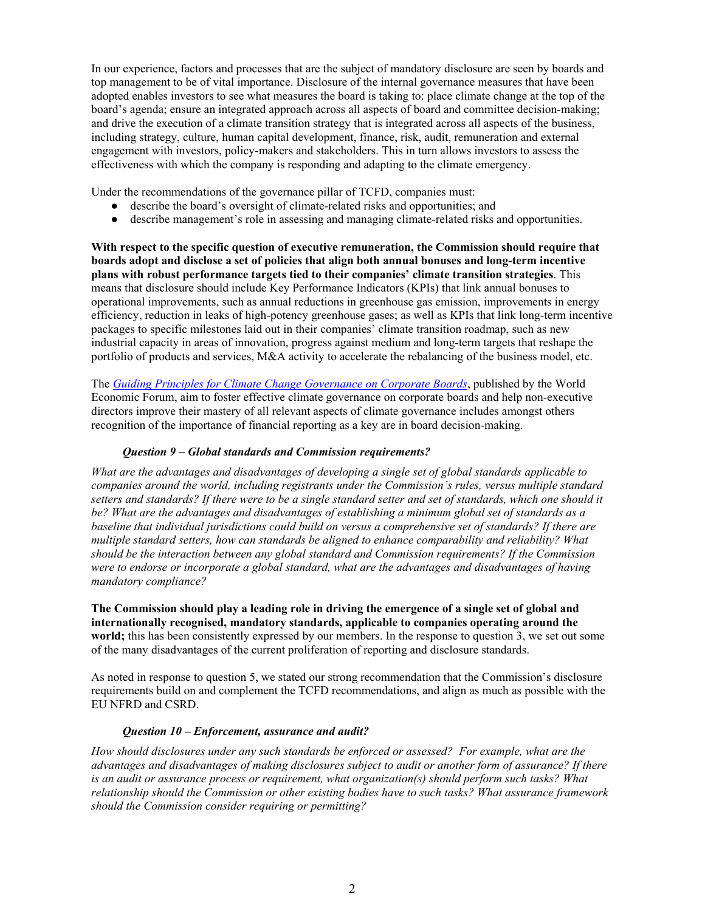In our experience, factors and processes that are the subject of mandatory disclosure are seen by boards and top management to be of vital importance. Disclosure of the internal governance measures that have been adopted enables investors to see what measures the board is taking to: place climate change at the top of the board's agenda; ensure an integrated approach across all aspects of board and committee decision-making; and drive the execution of a climate transition strategy that is integrated across all aspects of the business, including strategy, culture, human capital development, finance, risk, audit, remuneration and external engagement with investors, policy-makers and stakeholders. This in turn allows investors to assess the effectiveness with which the company is responding and adapting to the climate emergency.

Under the recommendations of the governance pillar of TCFD, companies must:

- describe the board's oversight of climate-related risks and opportunities; and
- describe management's role in assessing and managing climate-related risks and opportunities.

**With respect to the specific question of executive remuneration, the Commission should require that boards adopt and disclose a set of policies that align both annual bonuses and long-term incentive plans with robust performance targets tied to their companies' climate transition strategies**. This means that disclosure should include Key Performance Indicators (KPIs) that link annual bonuses to operational improvements, such as annual reductions in greenhouse gas emission, improvements in energy efficiency, reduction in leaks of high-potency greenhouse gases; as well as KPIs that link long-term incentive packages to specific milestones laid out in their companies' climate transition roadmap, such as new industrial capacity in areas of innovation, progress against medium and long-term targets that reshape the portfolio of products and services, M&A activity to accelerate the rebalancing of the business model, etc.

The *Guiding Principles for Climate Change Governance on Corporate Boards*, published by the World Economic Forum, aim to foster effective climate governance on corporate boards and help non-executive directors improve their mastery of all relevant aspects of climate governance includes amongst others recognition of the importance of financial reporting as a key are in board decision-making.

***Question 9 – Global standards and Commission requirements?***

*What are the advantages and disadvantages of developing a single set of global standards applicable to companies around the world, including registrants under the Commission's rules, versus multiple standard setters and standards? If there were to be a single standard setter and set of standards, which one should it be? What are the advantages and disadvantages of establishing a minimum global set of standards as a baseline that individual jurisdictions could build on versus a comprehensive set of standards? If there are multiple standard setters, how can standards be aligned to enhance comparability and reliability? What should be the interaction between any global standard and Commission requirements? If the Commission were to endorse or incorporate a global standard, what are the advantages and disadvantages of having mandatory compliance?*

**The Commission should play a leading role in driving the emergence of a single set of global and internationally recognised, mandatory standards, applicable to companies operating around the world;** this has been consistently expressed by our members. In the response to question 3, we set out some of the many disadvantages of the current proliferation of reporting and disclosure standards.

As noted in response to question 5, we stated our strong recommendation that the Commission's disclosure requirements build on and complement the TCFD recommendations, and align as much as possible with the EU NFRD and CSRD.

***Question 10 – Enforcement, assurance and audit?***

*How should disclosures under any such standards be enforced or assessed? For example, what are the advantages and disadvantages of making disclosures subject to audit or another form of assurance? If there is an audit or assurance process or requirement, what organization(s) should perform such tasks? What relationship should the Commission or other existing bodies have to such tasks? What assurance framework should the Commission consider requiring or permitting?*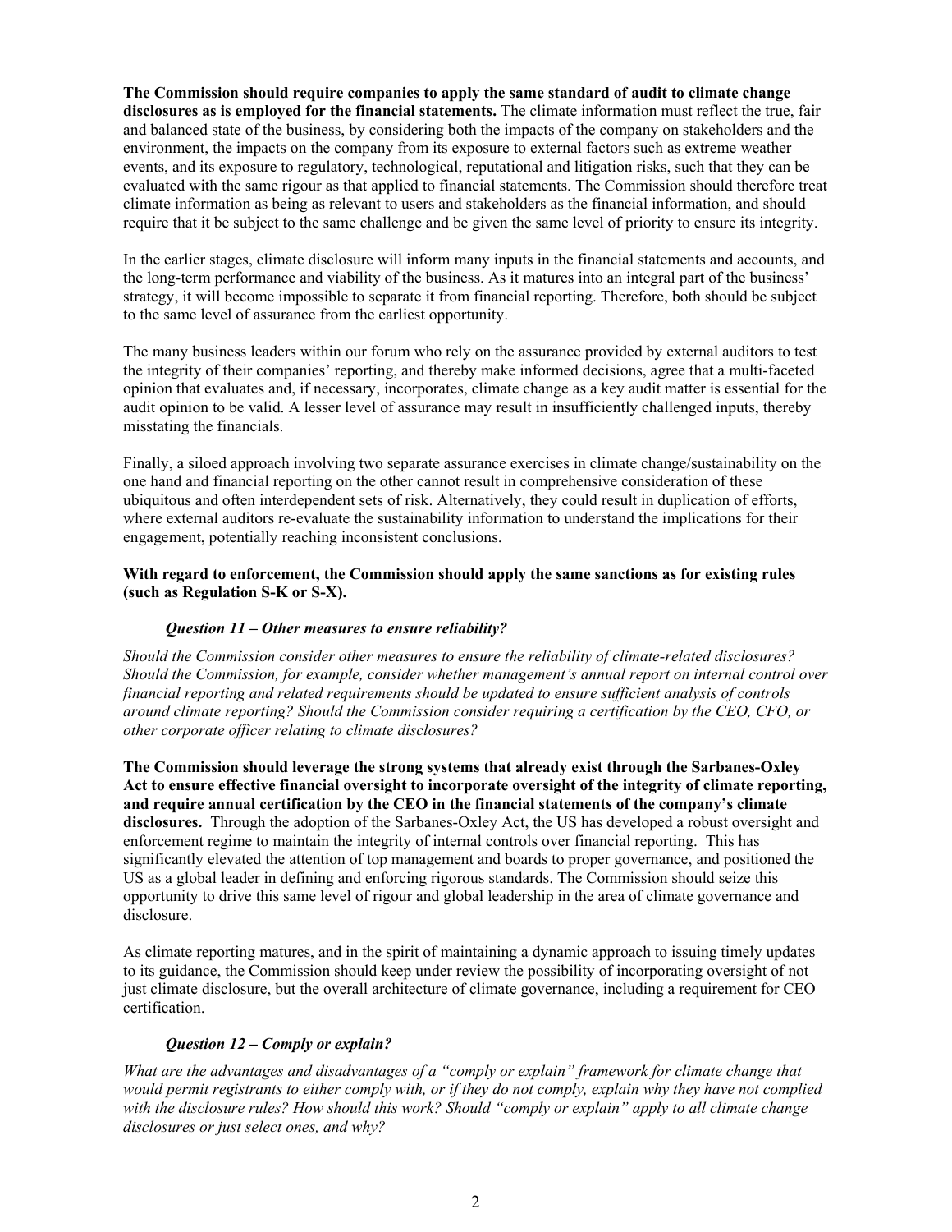**The Commission should require companies to apply the same standard of audit to climate change disclosures as is employed for the financial statements.** The climate information must reflect the true, fair and balanced state of the business, by considering both the impacts of the company on stakeholders and the environment, the impacts on the company from its exposure to external factors such as extreme weather events, and its exposure to regulatory, technological, reputational and litigation risks, such that they can be evaluated with the same rigour as that applied to financial statements. The Commission should therefore treat climate information as being as relevant to users and stakeholders as the financial information, and should require that it be subject to the same challenge and be given the same level of priority to ensure its integrity.

In the earlier stages, climate disclosure will inform many inputs in the financial statements and accounts, and the long-term performance and viability of the business. As it matures into an integral part of the business' strategy, it will become impossible to separate it from financial reporting. Therefore, both should be subject to the same level of assurance from the earliest opportunity.

The many business leaders within our forum who rely on the assurance provided by external auditors to test the integrity of their companies' reporting, and thereby make informed decisions, agree that a multi-faceted opinion that evaluates and, if necessary, incorporates, climate change as a key audit matter is essential for the audit opinion to be valid. A lesser level of assurance may result in insufficiently challenged inputs, thereby misstating the financials.

Finally, a siloed approach involving two separate assurance exercises in climate change/sustainability on the one hand and financial reporting on the other cannot result in comprehensive consideration of these ubiquitous and often interdependent sets of risk. Alternatively, they could result in duplication of efforts, where external auditors re-evaluate the sustainability information to understand the implications for their engagement, potentially reaching inconsistent conclusions.

**With regard to enforcement, the Commission should apply the same sanctions as for existing rules (such as Regulation S-K or S-X).**

***Question 11 – Other measures to ensure reliability?***

*Should the Commission consider other measures to ensure the reliability of climate-related disclosures? Should the Commission, for example, consider whether management's annual report on internal control over financial reporting and related requirements should be updated to ensure sufficient analysis of controls around climate reporting? Should the Commission consider requiring a certification by the CEO, CFO, or other corporate officer relating to climate disclosures?*

**The Commission should leverage the strong systems that already exist through the Sarbanes-Oxley Act to ensure effective financial oversight to incorporate oversight of the integrity of climate reporting, and require annual certification by the CEO in the financial statements of the company's climate disclosures.** Through the adoption of the Sarbanes-Oxley Act, the US has developed a robust oversight and enforcement regime to maintain the integrity of internal controls over financial reporting. This has significantly elevated the attention of top management and boards to proper governance, and positioned the US as a global leader in defining and enforcing rigorous standards. The Commission should seize this opportunity to drive this same level of rigour and global leadership in the area of climate governance and disclosure.

As climate reporting matures, and in the spirit of maintaining a dynamic approach to issuing timely updates to its guidance, the Commission should keep under review the possibility of incorporating oversight of not just climate disclosure, but the overall architecture of climate governance, including a requirement for CEO certification.

***Question 12 – Comply or explain?***

*What are the advantages and disadvantages of a "comply or explain" framework for climate change that would permit registrants to either comply with, or if they do not comply, explain why they have not complied with the disclosure rules? How should this work? Should "comply or explain" apply to all climate change disclosures or just select ones, and why?*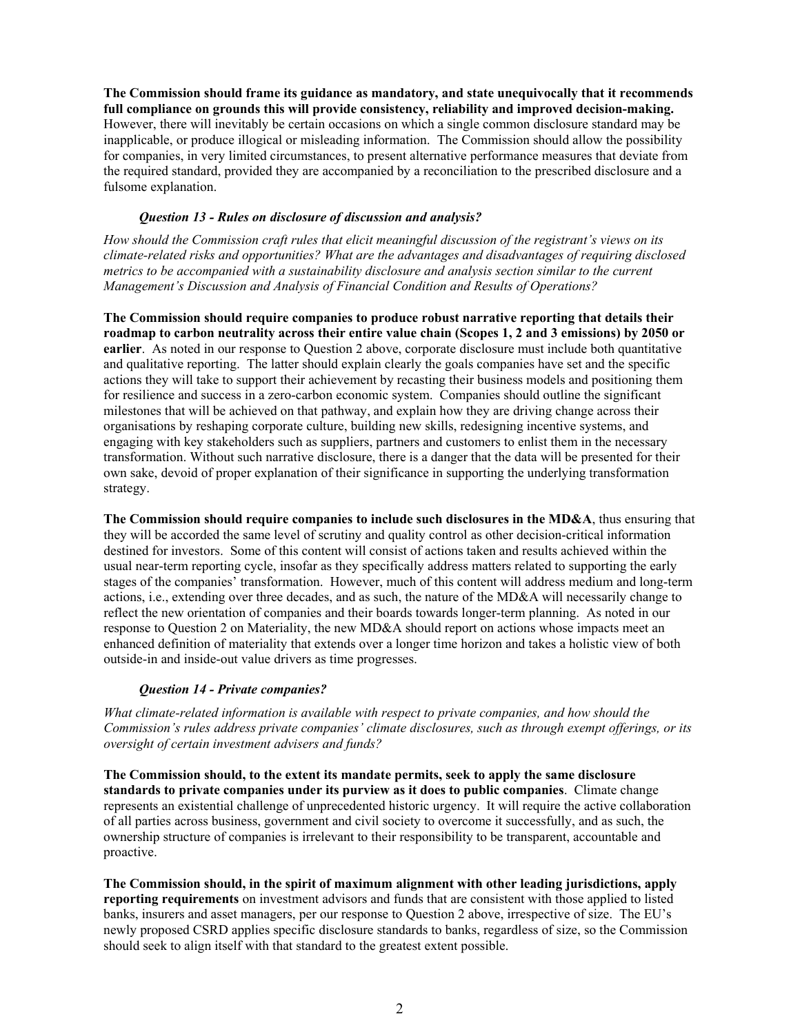**The Commission should frame its guidance as mandatory, and state unequivocally that it recommends full compliance on grounds this will provide consistency, reliability and improved decision-making.** However, there will inevitably be certain occasions on which a single common disclosure standard may be inapplicable, or produce illogical or misleading information. The Commission should allow the possibility for companies, in very limited circumstances, to present alternative performance measures that deviate from the required standard, provided they are accompanied by a reconciliation to the prescribed disclosure and a fulsome explanation.

### *Question 13 - Rules on disclosure of discussion and analysis?*

*How should the Commission craft rules that elicit meaningful discussion of the registrant's views on its climate-related risks and opportunities? What are the advantages and disadvantages of requiring disclosed metrics to be accompanied with a sustainability disclosure and analysis section similar to the current Management's Discussion and Analysis of Financial Condition and Results of Operations?*

**The Commission should require companies to produce robust narrative reporting that details their roadmap to carbon neutrality across their entire value chain (Scopes 1, 2 and 3 emissions) by 2050 or earlier**. As noted in our response to Question 2 above, corporate disclosure must include both quantitative and qualitative reporting. The latter should explain clearly the goals companies have set and the specific actions they will take to support their achievement by recasting their business models and positioning them for resilience and success in a zero-carbon economic system. Companies should outline the significant milestones that will be achieved on that pathway, and explain how they are driving change across their organisations by reshaping corporate culture, building new skills, redesigning incentive systems, and engaging with key stakeholders such as suppliers, partners and customers to enlist them in the necessary transformation. Without such narrative disclosure, there is a danger that the data will be presented for their own sake, devoid of proper explanation of their significance in supporting the underlying transformation strategy.

**The Commission should require companies to include such disclosures in the MD&A**, thus ensuring that they will be accorded the same level of scrutiny and quality control as other decision-critical information destined for investors. Some of this content will consist of actions taken and results achieved within the usual near-term reporting cycle, insofar as they specifically address matters related to supporting the early stages of the companies' transformation. However, much of this content will address medium and long-term actions, i.e., extending over three decades, and as such, the nature of the MD&A will necessarily change to reflect the new orientation of companies and their boards towards longer-term planning. As noted in our response to Question 2 on Materiality, the new MD&A should report on actions whose impacts meet an enhanced definition of materiality that extends over a longer time horizon and takes a holistic view of both outside-in and inside-out value drivers as time progresses.

### *Question 14 - Private companies?*

*What climate-related information is available with respect to private companies, and how should the Commission's rules address private companies' climate disclosures, such as through exempt offerings, or its oversight of certain investment advisers and funds?*

**The Commission should, to the extent its mandate permits, seek to apply the same disclosure standards to private companies under its purview as it does to public companies**. Climate change represents an existential challenge of unprecedented historic urgency. It will require the active collaboration of all parties across business, government and civil society to overcome it successfully, and as such, the ownership structure of companies is irrelevant to their responsibility to be transparent, accountable and proactive.

**The Commission should, in the spirit of maximum alignment with other leading jurisdictions, apply reporting requirements** on investment advisors and funds that are consistent with those applied to listed banks, insurers and asset managers, per our response to Question 2 above, irrespective of size. The EU's newly proposed CSRD applies specific disclosure standards to banks, regardless of size, so the Commission should seek to align itself with that standard to the greatest extent possible.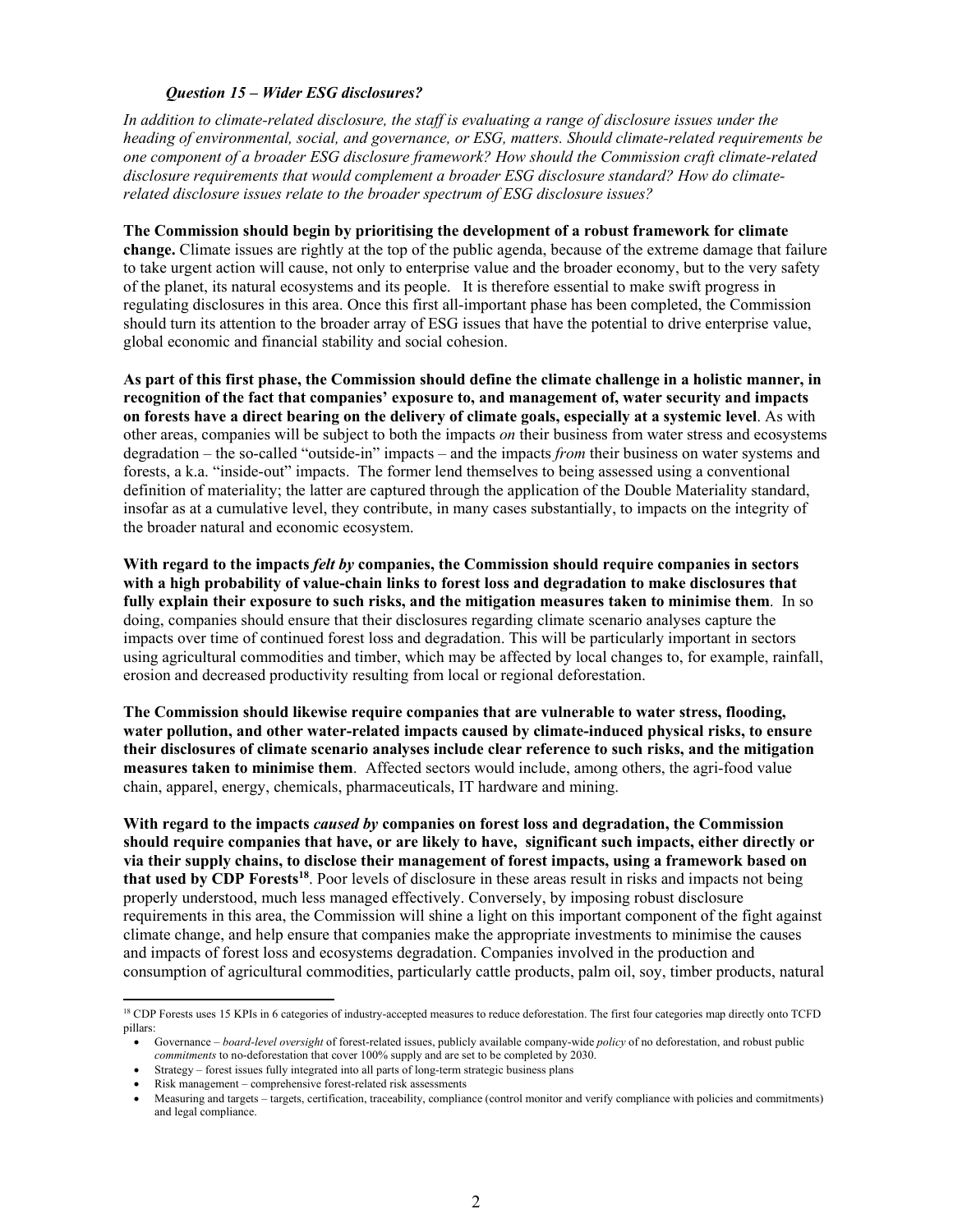***Question 15 – Wider ESG disclosures?***

*In addition to climate-related disclosure, the staff is evaluating a range of disclosure issues under the heading of environmental, social, and governance, or ESG, matters. Should climate-related requirements be one component of a broader ESG disclosure framework? How should the Commission craft climate-related disclosure requirements that would complement a broader ESG disclosure standard? How do climate-related disclosure issues relate to the broader spectrum of ESG disclosure issues?*

**The Commission should begin by prioritising the development of a robust framework for climate change.** Climate issues are rightly at the top of the public agenda, because of the extreme damage that failure to take urgent action will cause, not only to enterprise value and the broader economy, but to the very safety of the planet, its natural ecosystems and its people. It is therefore essential to make swift progress in regulating disclosures in this area. Once this first all-important phase has been completed, the Commission should turn its attention to the broader array of ESG issues that have the potential to drive enterprise value, global economic and financial stability and social cohesion.

**As part of this first phase, the Commission should define the climate challenge in a holistic manner, in recognition of the fact that companies' exposure to, and management of, water security and impacts on forests have a direct bearing on the delivery of climate goals, especially at a systemic level**. As with other areas, companies will be subject to both the impacts *on* their business from water stress and ecosystems degradation – the so-called "outside-in" impacts – and the impacts *from* their business on water systems and forests, a k.a. "inside-out" impacts. The former lend themselves to being assessed using a conventional definition of materiality; the latter are captured through the application of the Double Materiality standard, insofar as at a cumulative level, they contribute, in many cases substantially, to impacts on the integrity of the broader natural and economic ecosystem.

**With regard to the impacts *felt by* companies, the Commission should require companies in sectors with a high probability of value-chain links to forest loss and degradation to make disclosures that fully explain their exposure to such risks, and the mitigation measures taken to minimise them**. In so doing, companies should ensure that their disclosures regarding climate scenario analyses capture the impacts over time of continued forest loss and degradation. This will be particularly important in sectors using agricultural commodities and timber, which may be affected by local changes to, for example, rainfall, erosion and decreased productivity resulting from local or regional deforestation.

**The Commission should likewise require companies that are vulnerable to water stress, flooding, water pollution, and other water-related impacts caused by climate-induced physical risks, to ensure their disclosures of climate scenario analyses include clear reference to such risks, and the mitigation measures taken to minimise them**. Affected sectors would include, among others, the agri-food value chain, apparel, energy, chemicals, pharmaceuticals, IT hardware and mining.

**With regard to the impacts *caused by* companies on forest loss and degradation, the Commission should require companies that have, or are likely to have, significant such impacts, either directly or via their supply chains, to disclose their management of forest impacts, using a framework based on that used by CDP Forests[18]**. Poor levels of disclosure in these areas result in risks and impacts not being properly understood, much less managed effectively. Conversely, by imposing robust disclosure requirements in this area, the Commission will shine a light on this important component of the fight against climate change, and help ensure that companies make the appropriate investments to minimise the causes and impacts of forest loss and ecosystems degradation. Companies involved in the production and consumption of agricultural commodities, particularly cattle products, palm oil, soy, timber products, natural

---

[18] CDP Forests uses 15 KPIs in 6 categories of industry-accepted measures to reduce deforestation. The first four categories map directly onto TCFD pillars:

- Governance – *board-level oversight* of forest-related issues, publicly available company-wide *policy* of no deforestation, and robust public *commitments* to no-deforestation that cover 100% supply and are set to be completed by 2030.
- Strategy – forest issues fully integrated into all parts of long-term strategic business plans
- Risk management – comprehensive forest-related risk assessments
- Measuring and targets – targets, certification, traceability, compliance (control monitor and verify compliance with policies and commitments) and legal compliance.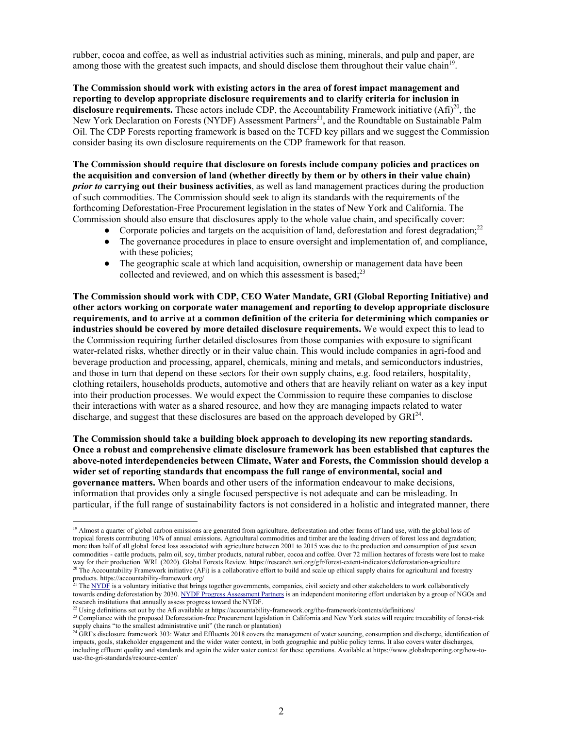rubber, cocoa and coffee, as well as industrial activities such as mining, minerals, and pulp and paper, are among those with the greatest such impacts, and should disclose them throughout their value chain[19].

**The Commission should work with existing actors in the area of forest impact management and reporting to develop appropriate disclosure requirements and to clarify criteria for inclusion in disclosure requirements.** These actors include CDP, the Accountability Framework initiative (Afi)[20], the New York Declaration on Forests (NYDF) Assessment Partners[21], and the Roundtable on Sustainable Palm Oil. The CDP Forests reporting framework is based on the TCFD key pillars and we suggest the Commission consider basing its own disclosure requirements on the CDP framework for that reason.

**The Commission should require that disclosure on forests include company policies and practices on the acquisition and conversion of land (whether directly by them or by others in their value chain) *prior to* carrying out their business activities**, as well as land management practices during the production of such commodities. The Commission should seek to align its standards with the requirements of the forthcoming Deforestation-Free Procurement legislation in the states of New York and California. The Commission should also ensure that disclosures apply to the whole value chain, and specifically cover:

- Corporate policies and targets on the acquisition of land, deforestation and forest degradation;[22]
- The governance procedures in place to ensure oversight and implementation of, and compliance, with these policies;
- The geographic scale at which land acquisition, ownership or management data have been collected and reviewed, and on which this assessment is based;[23]

**The Commission should work with CDP, CEO Water Mandate, GRI (Global Reporting Initiative) and other actors working on corporate water management and reporting to develop appropriate disclosure requirements, and to arrive at a common definition of the criteria for determining which companies or industries should be covered by more detailed disclosure requirements.** We would expect this to lead to the Commission requiring further detailed disclosures from those companies with exposure to significant water-related risks, whether directly or in their value chain. This would include companies in agri-food and beverage production and processing, apparel, chemicals, mining and metals, and semiconductors industries, and those in turn that depend on these sectors for their own supply chains, e.g. food retailers, hospitality, clothing retailers, households products, automotive and others that are heavily reliant on water as a key input into their production processes. We would expect the Commission to require these companies to disclose their interactions with water as a shared resource, and how they are managing impacts related to water discharge, and suggest that these disclosures are based on the approach developed by GRI[24].

**The Commission should take a building block approach to developing its new reporting standards. Once a robust and comprehensive climate disclosure framework has been established that captures the above-noted interdependencies between Climate, Water and Forests, the Commission should develop a wider set of reporting standards that encompass the full range of environmental, social and governance matters.** When boards and other users of the information endeavour to make decisions, information that provides only a single focused perspective is not adequate and can be misleading. In particular, if the full range of sustainability factors is not considered in a holistic and integrated manner, there

---

[19] Almost a quarter of global carbon emissions are generated from agriculture, deforestation and other forms of land use, with the global loss of tropical forests contributing 10% of annual emissions. Agricultural commodities and timber are the leading drivers of forest loss and degradation; more than half of all global forest loss associated with agriculture between 2001 to 2015 was due to the production and consumption of just seven commodities - cattle products, palm oil, soy, timber products, natural rubber, cocoa and coffee. Over 72 million hectares of forests were lost to make way for their production. WRI. (2020). Global Forests Review. https://research.wri.org/gfr/forest-extent-indicators/deforestation-agriculture

[20] The Accountability Framework initiative (AFi) is a collaborative effort to build and scale up ethical supply chains for agricultural and forestry products. https://accountability-framework.org/

[21] The NYDF is a voluntary initiative that brings together governments, companies, civil society and other stakeholders to work collaboratively towards ending deforestation by 2030. NYDF Progress Assessment Partners is an independent monitoring effort undertaken by a group of NGOs and research institutions that annually assess progress toward the NYDF.

[22] Using definitions set out by the Afi available at https://accountability-framework.org/the-framework/contents/definitions/

[23] Compliance with the proposed Deforestation-free Procurement legislation in California and New York states will require traceability of forest-risk supply chains "to the smallest administrative unit" (the ranch or plantation)

[24] GRI's disclosure framework 303: Water and Effluents 2018 covers the management of water sourcing, consumption and discharge, identification of impacts, goals, stakeholder engagement and the wider water context, in both geographic and public policy terms. It also covers water discharges, including effluent quality and standards and again the wider water context for these operations. Available at https://www.globalreporting.org/how-to-use-the-gri-standards/resource-center/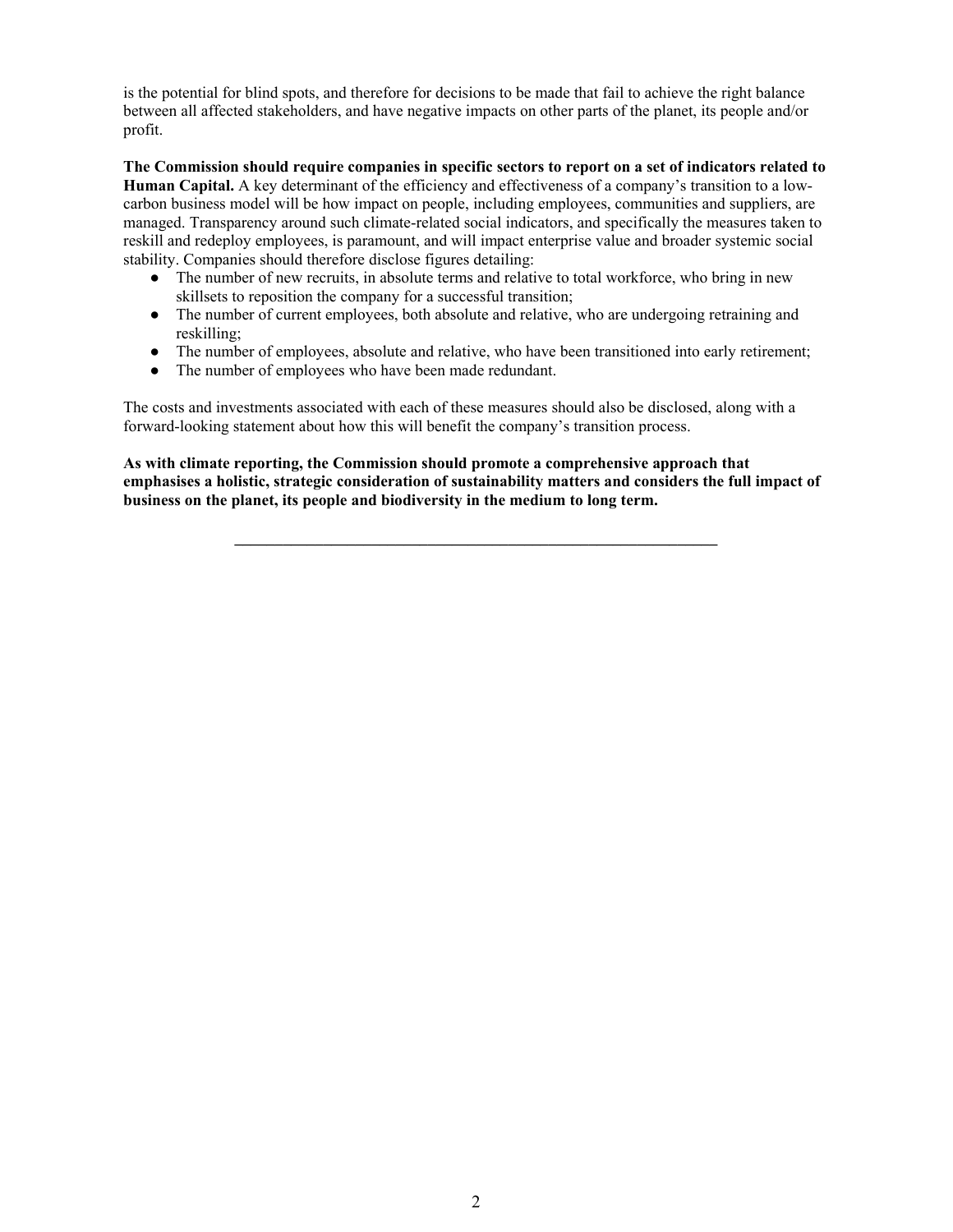is the potential for blind spots, and therefore for decisions to be made that fail to achieve the right balance between all affected stakeholders, and have negative impacts on other parts of the planet, its people and/or profit.

**The Commission should require companies in specific sectors to report on a set of indicators related to Human Capital.** A key determinant of the efficiency and effectiveness of a company's transition to a low-carbon business model will be how impact on people, including employees, communities and suppliers, are managed. Transparency around such climate-related social indicators, and specifically the measures taken to reskill and redeploy employees, is paramount, and will impact enterprise value and broader systemic social stability. Companies should therefore disclose figures detailing:

- The number of new recruits, in absolute terms and relative to total workforce, who bring in new skillsets to reposition the company for a successful transition;
- The number of current employees, both absolute and relative, who are undergoing retraining and reskilling;
- The number of employees, absolute and relative, who have been transitioned into early retirement;
- The number of employees who have been made redundant.

The costs and investments associated with each of these measures should also be disclosed, along with a forward-looking statement about how this will benefit the company's transition process.

**As with climate reporting, the Commission should promote a comprehensive approach that emphasises a holistic, strategic consideration of sustainability matters and considers the full impact of business on the planet, its people and biodiversity in the medium to long term.**

---